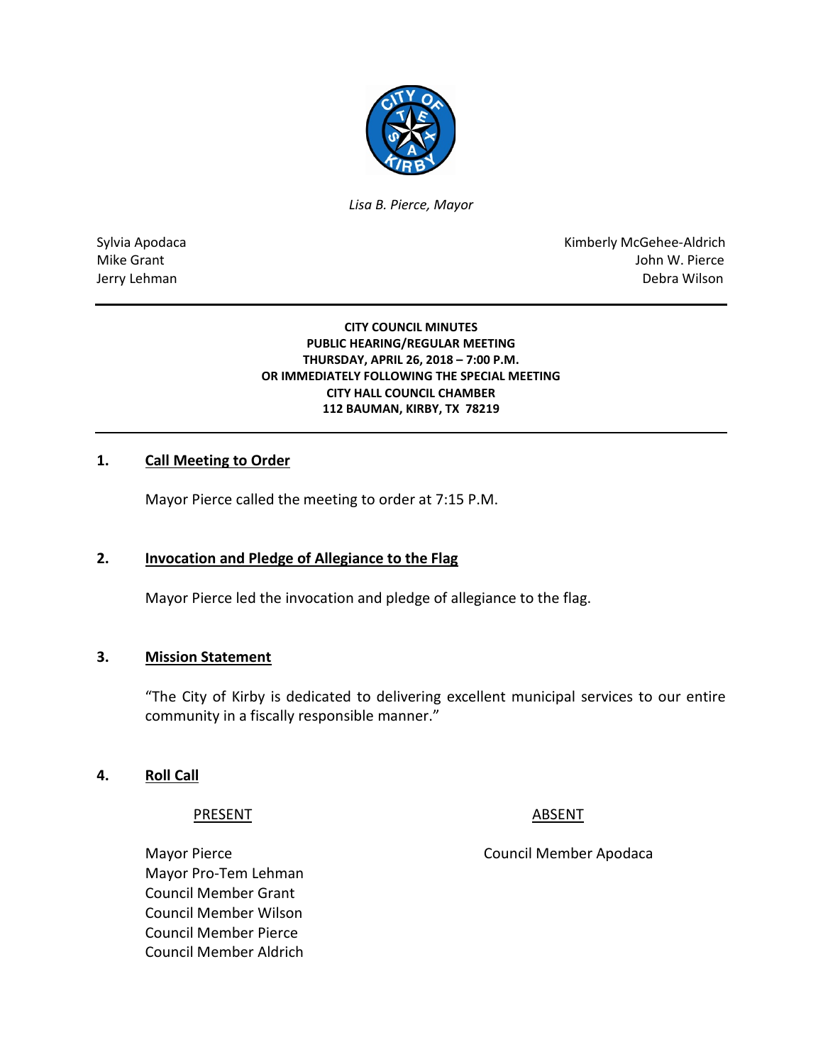*Lisa B. Pierce, Mayor*

Sylvia Apodaca
Mike Grant
Jerry Lehman

Kimberly McGehee-Aldrich
John W. Pierce
Debra Wilson

**CITY COUNCIL MINUTES**
**PUBLIC HEARING/REGULAR MEETING**
**THURSDAY, APRIL 26, 2018 – 7:00 P.M.**
**OR IMMEDIATELY FOLLOWING THE SPECIAL MEETING**
**CITY HALL COUNCIL CHAMBER**
**112 BAUMAN, KIRBY, TX 78219**

## 1. Call Meeting to Order

Mayor Pierce called the meeting to order at 7:15 P.M.

## 2. Invocation and Pledge of Allegiance to the Flag

Mayor Pierce led the invocation and pledge of allegiance to the flag.

## 3. Mission Statement

"The City of Kirby is dedicated to delivering excellent municipal services to our entire community in a fiscally responsible manner."

## 4. Roll Call

| PRESENT | ABSENT |
| --- | --- |
| Mayor Pierce | Council Member Apodaca |
| Mayor Pro-Tem Lehman | |
| Council Member Grant | |
| Council Member Wilson | |
| Council Member Pierce | |
| Council Member Aldrich | |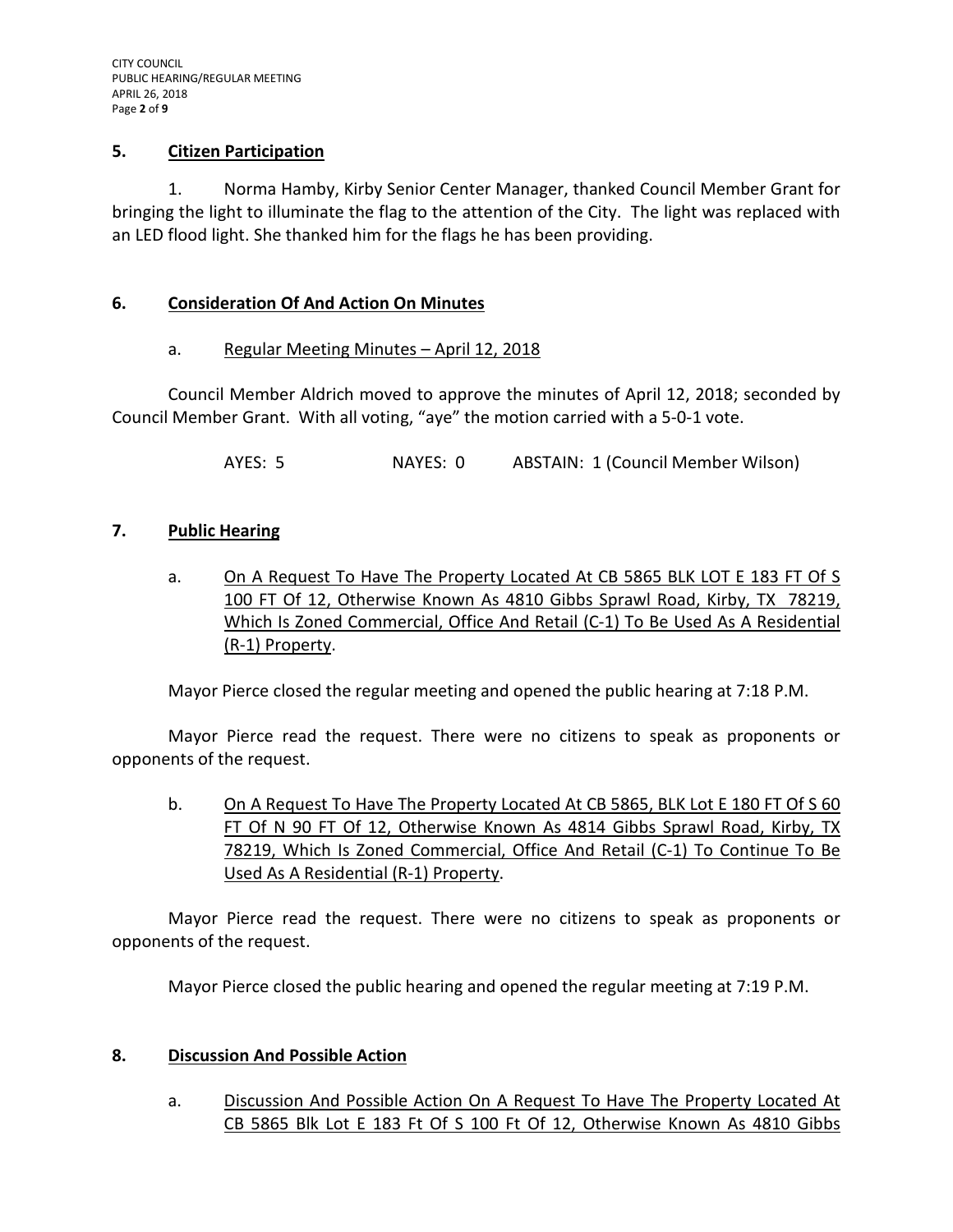## 5. Citizen Participation

1. Norma Hamby, Kirby Senior Center Manager, thanked Council Member Grant for bringing the light to illuminate the flag to the attention of the City. The light was replaced with an LED flood light. She thanked him for the flags he has been providing.

## 6. Consideration Of And Action On Minutes

a. Regular Meeting Minutes – April 12, 2018

Council Member Aldrich moved to approve the minutes of April 12, 2018; seconded by Council Member Grant. With all voting, "aye" the motion carried with a 5-0-1 vote.

AYES: 5 NAYES: 0 ABSTAIN: 1 (Council Member Wilson)

## 7. Public Hearing

a. On A Request To Have The Property Located At CB 5865 BLK LOT E 183 FT Of S 100 FT Of 12, Otherwise Known As 4810 Gibbs Sprawl Road, Kirby, TX 78219, Which Is Zoned Commercial, Office And Retail (C-1) To Be Used As A Residential (R-1) Property.

Mayor Pierce closed the regular meeting and opened the public hearing at 7:18 P.M.

Mayor Pierce read the request. There were no citizens to speak as proponents or opponents of the request.

b. On A Request To Have The Property Located At CB 5865, BLK Lot E 180 FT Of S 60 FT Of N 90 FT Of 12, Otherwise Known As 4814 Gibbs Sprawl Road, Kirby, TX 78219, Which Is Zoned Commercial, Office And Retail (C-1) To Continue To Be Used As A Residential (R-1) Property.

Mayor Pierce read the request. There were no citizens to speak as proponents or opponents of the request.

Mayor Pierce closed the public hearing and opened the regular meeting at 7:19 P.M.

## 8. Discussion And Possible Action

a. Discussion And Possible Action On A Request To Have The Property Located At CB 5865 Blk Lot E 183 Ft Of S 100 Ft Of 12, Otherwise Known As 4810 Gibbs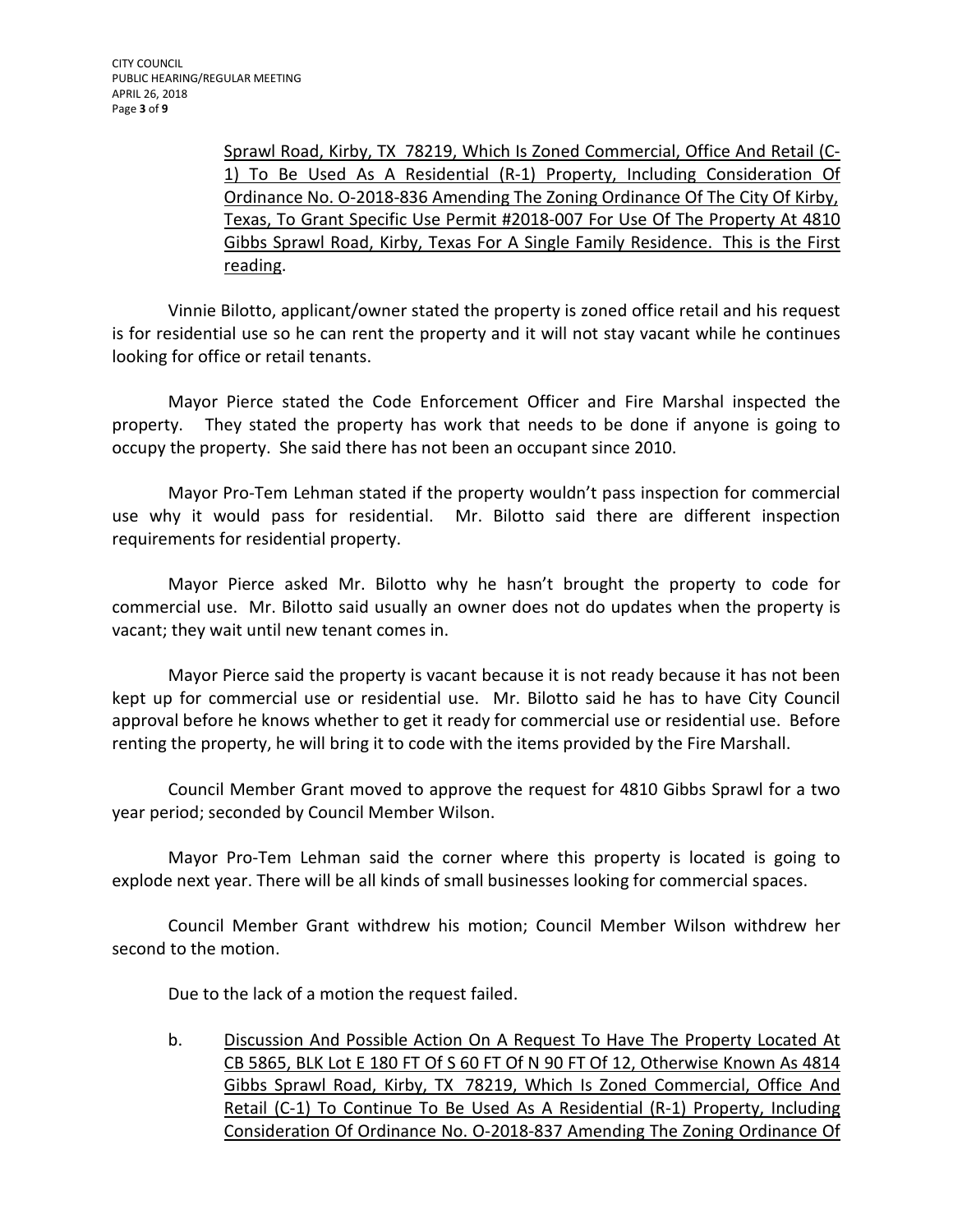Sprawl Road, Kirby, TX 78219, Which Is Zoned Commercial, Office And Retail (C-1) To Be Used As A Residential (R-1) Property, Including Consideration Of Ordinance No. O-2018-836 Amending The Zoning Ordinance Of The City Of Kirby, Texas, To Grant Specific Use Permit #2018-007 For Use Of The Property At 4810 Gibbs Sprawl Road, Kirby, Texas For A Single Family Residence. This is the First reading.

Vinnie Bilotto, applicant/owner stated the property is zoned office retail and his request is for residential use so he can rent the property and it will not stay vacant while he continues looking for office or retail tenants.

Mayor Pierce stated the Code Enforcement Officer and Fire Marshal inspected the property. They stated the property has work that needs to be done if anyone is going to occupy the property. She said there has not been an occupant since 2010.

Mayor Pro-Tem Lehman stated if the property wouldn't pass inspection for commercial use why it would pass for residential. Mr. Bilotto said there are different inspection requirements for residential property.

Mayor Pierce asked Mr. Bilotto why he hasn't brought the property to code for commercial use. Mr. Bilotto said usually an owner does not do updates when the property is vacant; they wait until new tenant comes in.

Mayor Pierce said the property is vacant because it is not ready because it has not been kept up for commercial use or residential use. Mr. Bilotto said he has to have City Council approval before he knows whether to get it ready for commercial use or residential use. Before renting the property, he will bring it to code with the items provided by the Fire Marshall.

Council Member Grant moved to approve the request for 4810 Gibbs Sprawl for a two year period; seconded by Council Member Wilson.

Mayor Pro-Tem Lehman said the corner where this property is located is going to explode next year. There will be all kinds of small businesses looking for commercial spaces.

Council Member Grant withdrew his motion; Council Member Wilson withdrew her second to the motion.

Due to the lack of a motion the request failed.

b. Discussion And Possible Action On A Request To Have The Property Located At CB 5865, BLK Lot E 180 FT Of S 60 FT Of N 90 FT Of 12, Otherwise Known As 4814 Gibbs Sprawl Road, Kirby, TX 78219, Which Is Zoned Commercial, Office And Retail (C-1) To Continue To Be Used As A Residential (R-1) Property, Including Consideration Of Ordinance No. O-2018-837 Amending The Zoning Ordinance Of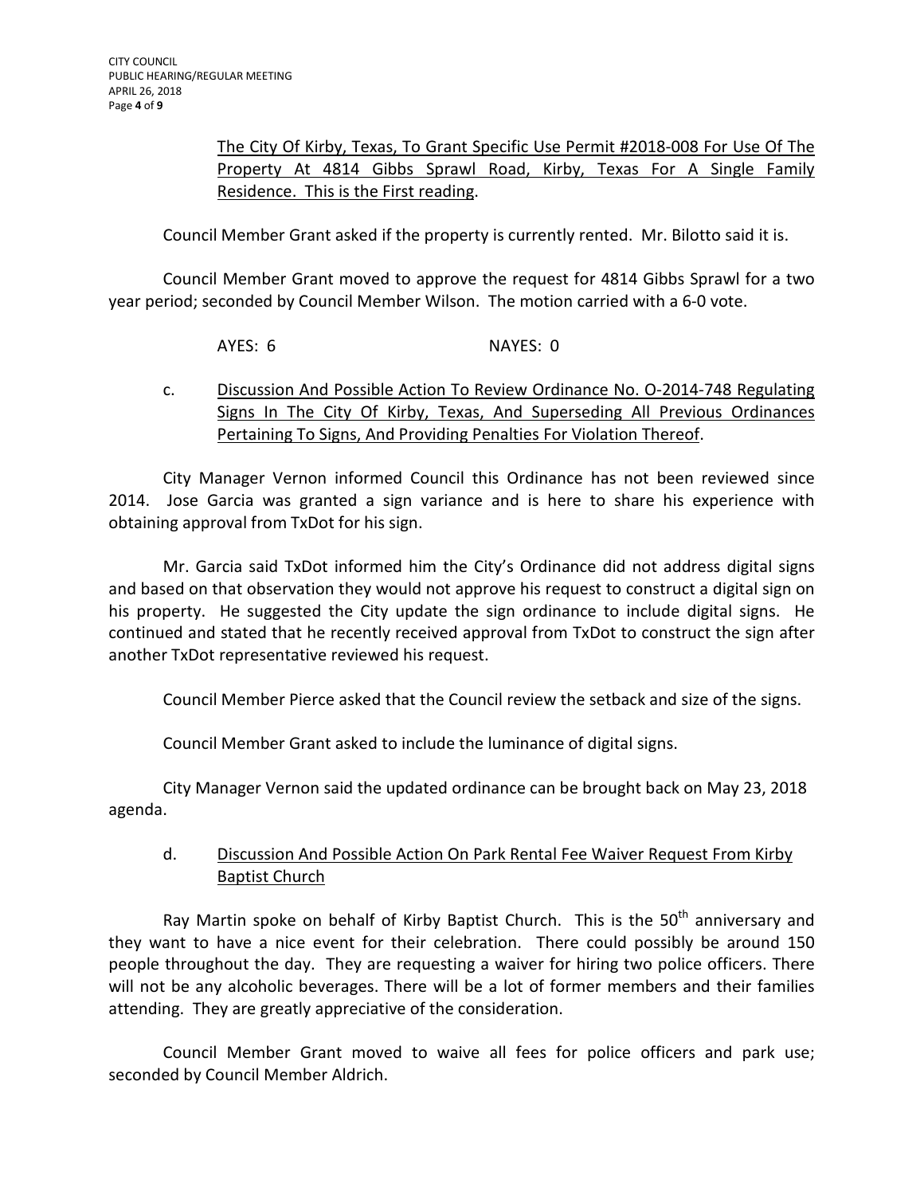The City Of Kirby, Texas, To Grant Specific Use Permit #2018-008 For Use Of The Property At 4814 Gibbs Sprawl Road, Kirby, Texas For A Single Family Residence. This is the First reading.

Council Member Grant asked if the property is currently rented. Mr. Bilotto said it is.

Council Member Grant moved to approve the request for 4814 Gibbs Sprawl for a two year period; seconded by Council Member Wilson. The motion carried with a 6-0 vote.

AYES: 6 NAYES: 0

c. Discussion And Possible Action To Review Ordinance No. O-2014-748 Regulating Signs In The City Of Kirby, Texas, And Superseding All Previous Ordinances Pertaining To Signs, And Providing Penalties For Violation Thereof.

City Manager Vernon informed Council this Ordinance has not been reviewed since 2014. Jose Garcia was granted a sign variance and is here to share his experience with obtaining approval from TxDot for his sign.

Mr. Garcia said TxDot informed him the City's Ordinance did not address digital signs and based on that observation they would not approve his request to construct a digital sign on his property. He suggested the City update the sign ordinance to include digital signs. He continued and stated that he recently received approval from TxDot to construct the sign after another TxDot representative reviewed his request.

Council Member Pierce asked that the Council review the setback and size of the signs.

Council Member Grant asked to include the luminance of digital signs.

City Manager Vernon said the updated ordinance can be brought back on May 23, 2018 agenda.

d. Discussion And Possible Action On Park Rental Fee Waiver Request From Kirby Baptist Church

Ray Martin spoke on behalf of Kirby Baptist Church. This is the 50th anniversary and they want to have a nice event for their celebration. There could possibly be around 150 people throughout the day. They are requesting a waiver for hiring two police officers. There will not be any alcoholic beverages. There will be a lot of former members and their families attending. They are greatly appreciative of the consideration.

Council Member Grant moved to waive all fees for police officers and park use; seconded by Council Member Aldrich.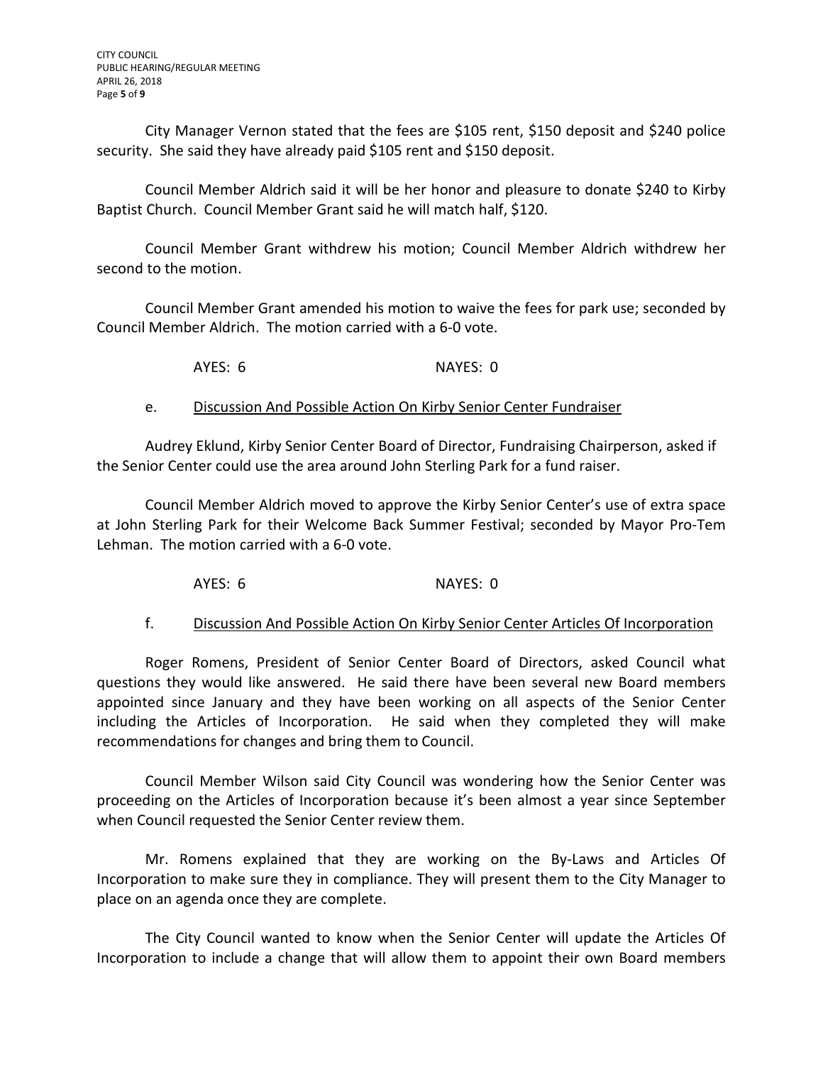City Manager Vernon stated that the fees are $105 rent, $150 deposit and $240 police security. She said they have already paid $105 rent and $150 deposit.

Council Member Aldrich said it will be her honor and pleasure to donate $240 to Kirby Baptist Church. Council Member Grant said he will match half, $120.

Council Member Grant withdrew his motion; Council Member Aldrich withdrew her second to the motion.

Council Member Grant amended his motion to waive the fees for park use; seconded by Council Member Aldrich. The motion carried with a 6-0 vote.

AYES: 6 NAYES: 0

e. <u>Discussion And Possible Action On Kirby Senior Center Fundraiser</u>

Audrey Eklund, Kirby Senior Center Board of Director, Fundraising Chairperson, asked if the Senior Center could use the area around John Sterling Park for a fund raiser.

Council Member Aldrich moved to approve the Kirby Senior Center's use of extra space at John Sterling Park for their Welcome Back Summer Festival; seconded by Mayor Pro-Tem Lehman. The motion carried with a 6-0 vote.

AYES: 6 NAYES: 0

f. <u>Discussion And Possible Action On Kirby Senior Center Articles Of Incorporation</u>

Roger Romens, President of Senior Center Board of Directors, asked Council what questions they would like answered. He said there have been several new Board members appointed since January and they have been working on all aspects of the Senior Center including the Articles of Incorporation. He said when they completed they will make recommendations for changes and bring them to Council.

Council Member Wilson said City Council was wondering how the Senior Center was proceeding on the Articles of Incorporation because it's been almost a year since September when Council requested the Senior Center review them.

Mr. Romens explained that they are working on the By-Laws and Articles Of Incorporation to make sure they in compliance. They will present them to the City Manager to place on an agenda once they are complete.

The City Council wanted to know when the Senior Center will update the Articles Of Incorporation to include a change that will allow them to appoint their own Board members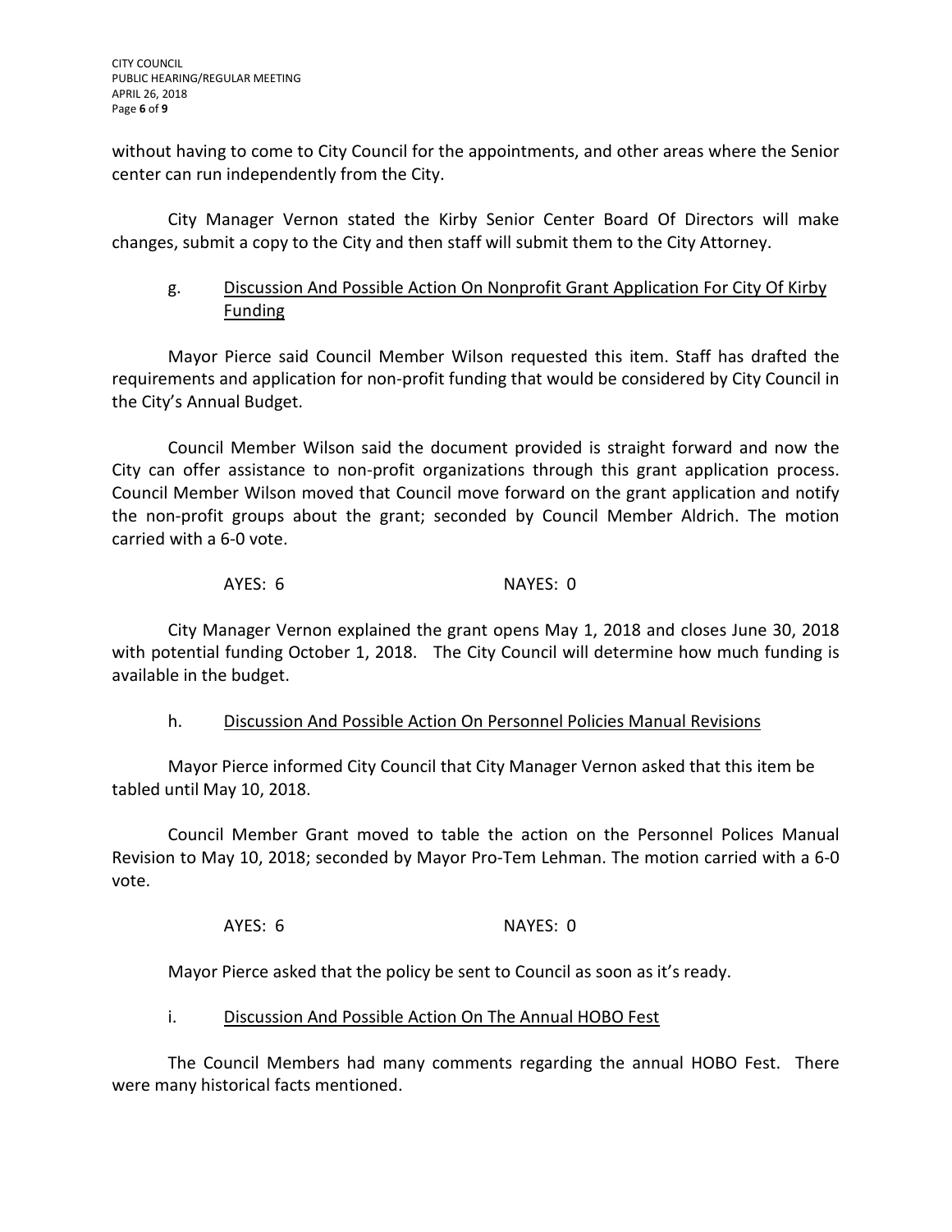without having to come to City Council for the appointments, and other areas where the Senior center can run independently from the City.

City Manager Vernon stated the Kirby Senior Center Board Of Directors will make changes, submit a copy to the City and then staff will submit them to the City Attorney.

g. Discussion And Possible Action On Nonprofit Grant Application For City Of Kirby Funding

Mayor Pierce said Council Member Wilson requested this item. Staff has drafted the requirements and application for non-profit funding that would be considered by City Council in the City's Annual Budget.

Council Member Wilson said the document provided is straight forward and now the City can offer assistance to non-profit organizations through this grant application process. Council Member Wilson moved that Council move forward on the grant application and notify the non-profit groups about the grant; seconded by Council Member Aldrich. The motion carried with a 6-0 vote.

AYES: 6 NAYES: 0

City Manager Vernon explained the grant opens May 1, 2018 and closes June 30, 2018 with potential funding October 1, 2018. The City Council will determine how much funding is available in the budget.

h. Discussion And Possible Action On Personnel Policies Manual Revisions

Mayor Pierce informed City Council that City Manager Vernon asked that this item be tabled until May 10, 2018.

Council Member Grant moved to table the action on the Personnel Polices Manual Revision to May 10, 2018; seconded by Mayor Pro-Tem Lehman. The motion carried with a 6-0 vote.

AYES: 6 NAYES: 0

Mayor Pierce asked that the policy be sent to Council as soon as it's ready.

i. Discussion And Possible Action On The Annual HOBO Fest

The Council Members had many comments regarding the annual HOBO Fest. There were many historical facts mentioned.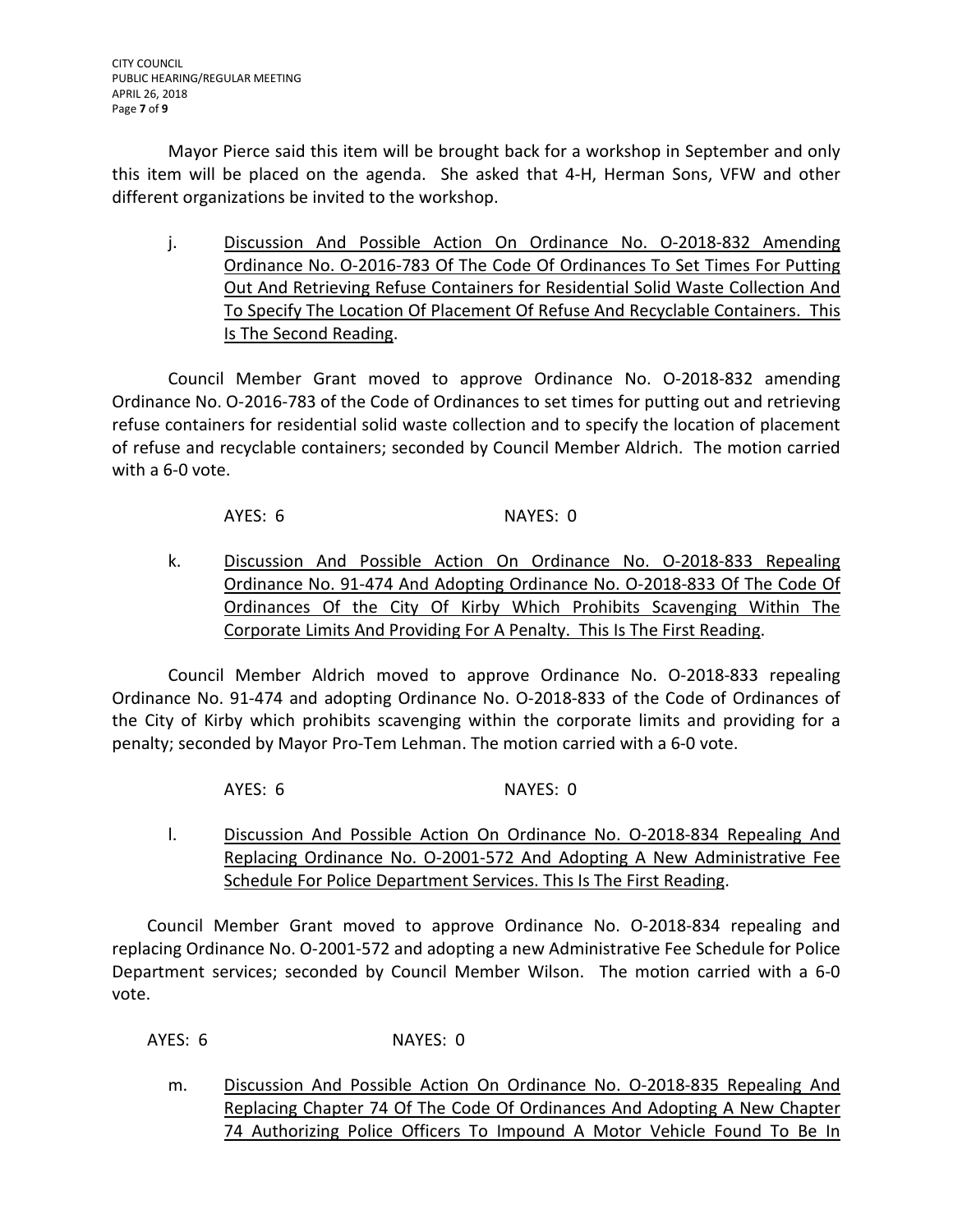Mayor Pierce said this item will be brought back for a workshop in September and only this item will be placed on the agenda. She asked that 4-H, Herman Sons, VFW and other different organizations be invited to the workshop.

j. Discussion And Possible Action On Ordinance No. O-2018-832 Amending Ordinance No. O-2016-783 Of The Code Of Ordinances To Set Times For Putting Out And Retrieving Refuse Containers for Residential Solid Waste Collection And To Specify The Location Of Placement Of Refuse And Recyclable Containers. This Is The Second Reading.

Council Member Grant moved to approve Ordinance No. O-2018-832 amending Ordinance No. O-2016-783 of the Code of Ordinances to set times for putting out and retrieving refuse containers for residential solid waste collection and to specify the location of placement of refuse and recyclable containers; seconded by Council Member Aldrich. The motion carried with a 6-0 vote.

AYES: 6 NAYES: 0

k. Discussion And Possible Action On Ordinance No. O-2018-833 Repealing Ordinance No. 91-474 And Adopting Ordinance No. O-2018-833 Of The Code Of Ordinances Of the City Of Kirby Which Prohibits Scavenging Within The Corporate Limits And Providing For A Penalty. This Is The First Reading.

Council Member Aldrich moved to approve Ordinance No. O-2018-833 repealing Ordinance No. 91-474 and adopting Ordinance No. O-2018-833 of the Code of Ordinances of the City of Kirby which prohibits scavenging within the corporate limits and providing for a penalty; seconded by Mayor Pro-Tem Lehman. The motion carried with a 6-0 vote.

AYES: 6 NAYES: 0

l. Discussion And Possible Action On Ordinance No. O-2018-834 Repealing And Replacing Ordinance No. O-2001-572 And Adopting A New Administrative Fee Schedule For Police Department Services. This Is The First Reading.

Council Member Grant moved to approve Ordinance No. O-2018-834 repealing and replacing Ordinance No. O-2001-572 and adopting a new Administrative Fee Schedule for Police Department services; seconded by Council Member Wilson. The motion carried with a 6-0 vote.

AYES: 6 NAYES: 0

m. Discussion And Possible Action On Ordinance No. O-2018-835 Repealing And Replacing Chapter 74 Of The Code Of Ordinances And Adopting A New Chapter 74 Authorizing Police Officers To Impound A Motor Vehicle Found To Be In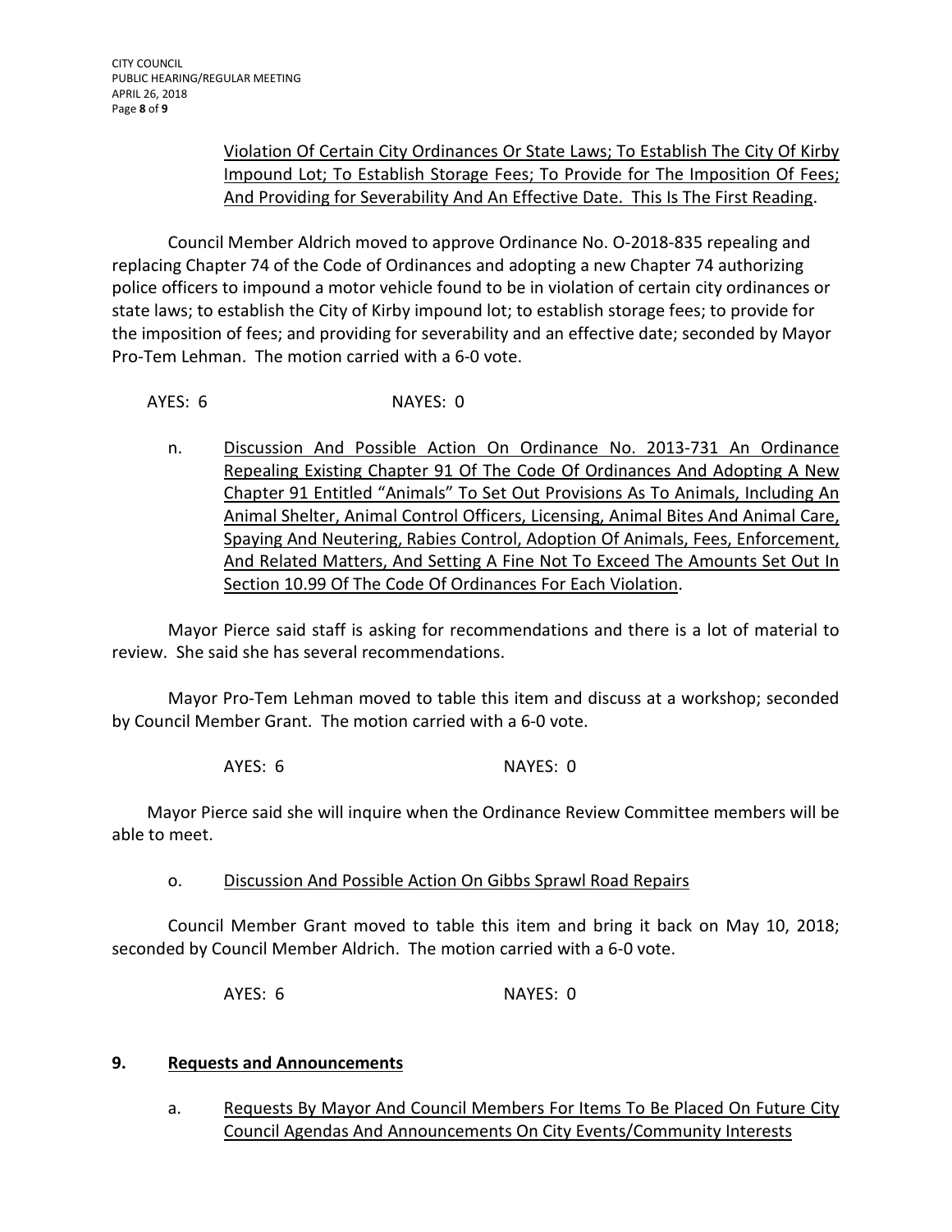Violation Of Certain City Ordinances Or State Laws; To Establish The City Of Kirby Impound Lot; To Establish Storage Fees; To Provide for The Imposition Of Fees; And Providing for Severability And An Effective Date. This Is The First Reading.

Council Member Aldrich moved to approve Ordinance No. O-2018-835 repealing and replacing Chapter 74 of the Code of Ordinances and adopting a new Chapter 74 authorizing police officers to impound a motor vehicle found to be in violation of certain city ordinances or state laws; to establish the City of Kirby impound lot; to establish storage fees; to provide for the imposition of fees; and providing for severability and an effective date; seconded by Mayor Pro-Tem Lehman. The motion carried with a 6-0 vote.

AYES: 6 NAYES: 0

n. Discussion And Possible Action On Ordinance No. 2013-731 An Ordinance Repealing Existing Chapter 91 Of The Code Of Ordinances And Adopting A New Chapter 91 Entitled "Animals" To Set Out Provisions As To Animals, Including An Animal Shelter, Animal Control Officers, Licensing, Animal Bites And Animal Care, Spaying And Neutering, Rabies Control, Adoption Of Animals, Fees, Enforcement, And Related Matters, And Setting A Fine Not To Exceed The Amounts Set Out In Section 10.99 Of The Code Of Ordinances For Each Violation.

Mayor Pierce said staff is asking for recommendations and there is a lot of material to review. She said she has several recommendations.

Mayor Pro-Tem Lehman moved to table this item and discuss at a workshop; seconded by Council Member Grant. The motion carried with a 6-0 vote.

AYES: 6 NAYES: 0

Mayor Pierce said she will inquire when the Ordinance Review Committee members will be able to meet.

o. Discussion And Possible Action On Gibbs Sprawl Road Repairs

Council Member Grant moved to table this item and bring it back on May 10, 2018; seconded by Council Member Aldrich. The motion carried with a 6-0 vote.

AYES: 6 NAYES: 0

## 9. Requests and Announcements

a. Requests By Mayor And Council Members For Items To Be Placed On Future City Council Agendas And Announcements On City Events/Community Interests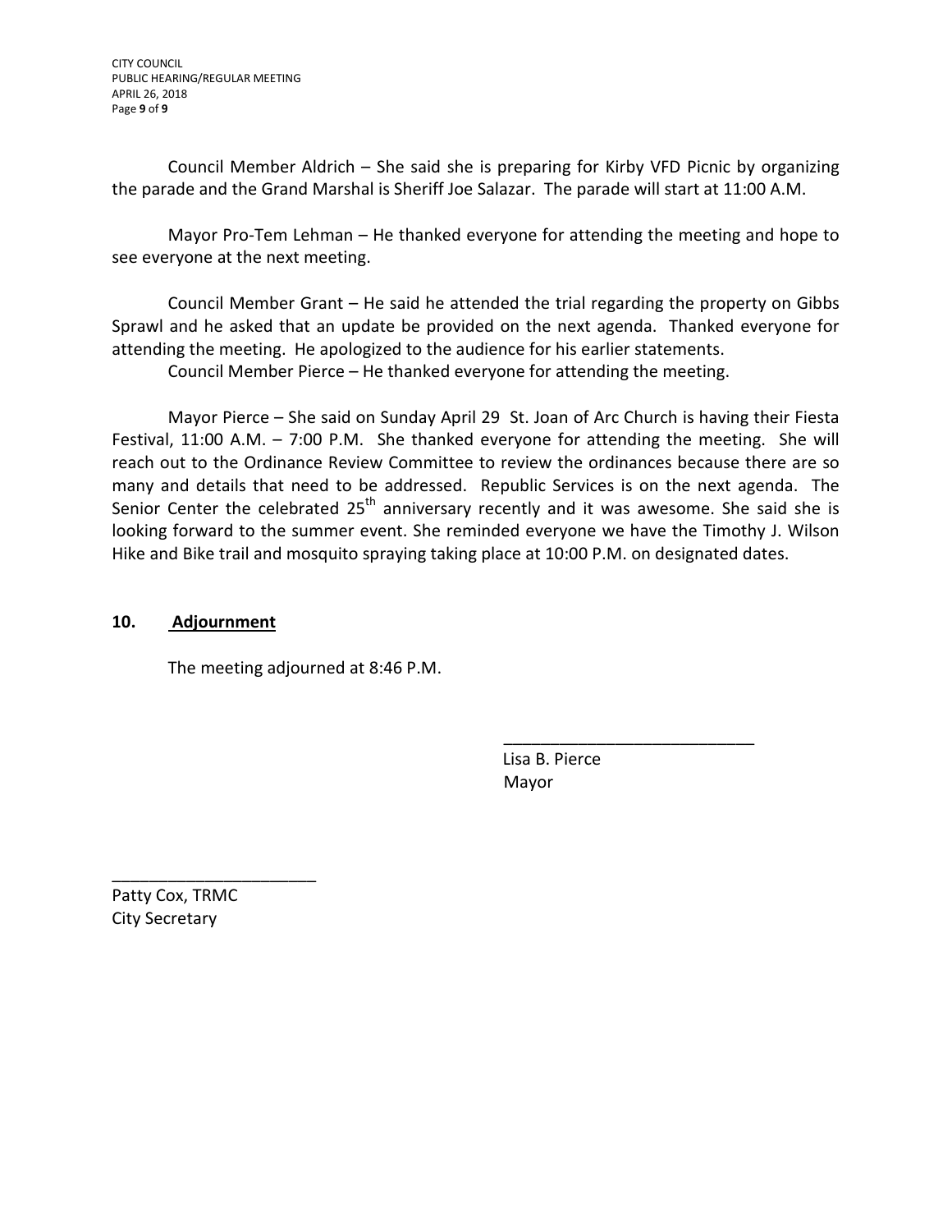Council Member Aldrich – She said she is preparing for Kirby VFD Picnic by organizing the parade and the Grand Marshal is Sheriff Joe Salazar. The parade will start at 11:00 A.M.

Mayor Pro-Tem Lehman – He thanked everyone for attending the meeting and hope to see everyone at the next meeting.

Council Member Grant – He said he attended the trial regarding the property on Gibbs Sprawl and he asked that an update be provided on the next agenda. Thanked everyone for attending the meeting. He apologized to the audience for his earlier statements.

Council Member Pierce – He thanked everyone for attending the meeting.

Mayor Pierce – She said on Sunday April 29 St. Joan of Arc Church is having their Fiesta Festival, 11:00 A.M. – 7:00 P.M. She thanked everyone for attending the meeting. She will reach out to the Ordinance Review Committee to review the ordinances because there are so many and details that need to be addressed. Republic Services is on the next agenda. The Senior Center the celebrated 25th anniversary recently and it was awesome. She said she is looking forward to the summer event. She reminded everyone we have the Timothy J. Wilson Hike and Bike trail and mosquito spraying taking place at 10:00 P.M. on designated dates.

**10. Adjournment**

The meeting adjourned at 8:46 P.M.

\_\_\_\_\_\_\_\_\_\_\_\_\_\_\_\_\_\_\_\_\_\_\_\_\_\_\_\_
Lisa B. Pierce
Mayor

\_\_\_\_\_\_\_\_\_\_\_\_\_\_\_\_\_\_\_\_\_\_\_\_\_\_
Patty Cox, TRMC
City Secretary